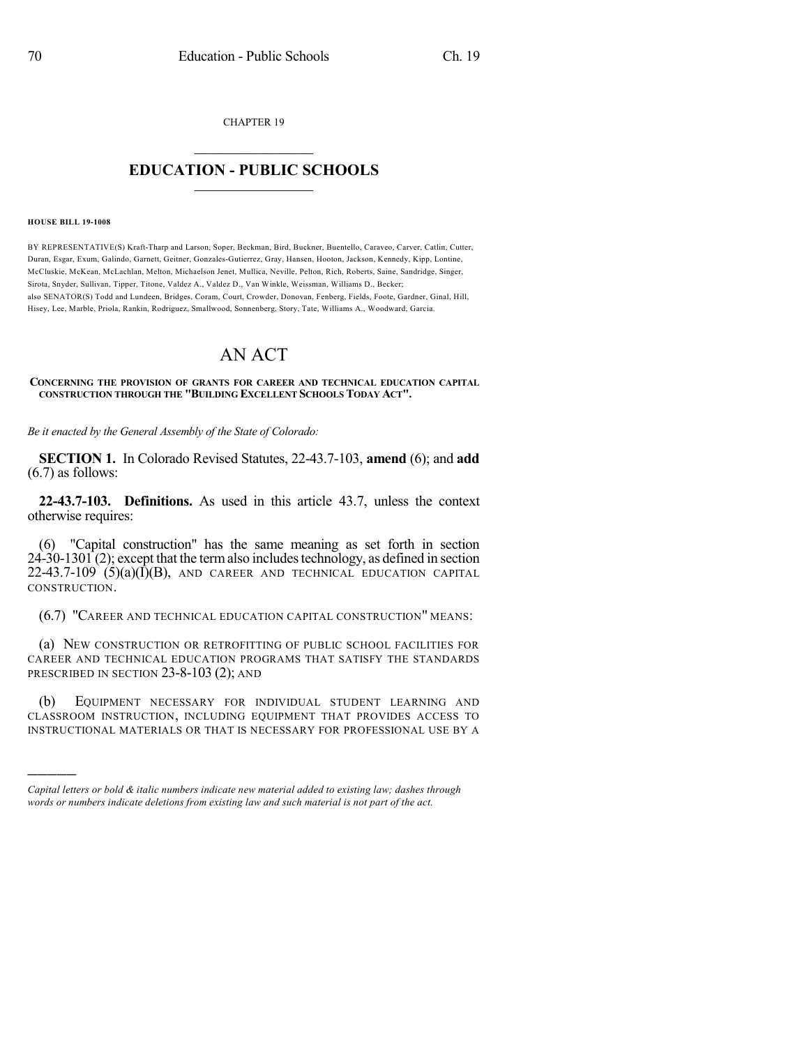CHAPTER 19

# EDUCATION - PUBLIC SCHOOLS

**HOUSE BILL 19-1008**

BY REPRESENTATIVE(S) Kraft-Tharp and Larson, Soper, Beckman, Bird, Buckner, Buentello, Caraveo, Carver, Catlin, Cutter, Duran, Esgar, Exum, Galindo, Garnett, Geitner, Gonzales-Gutierrez, Gray, Hansen, Hooton, Jackson, Kennedy, Kipp, Lontine, McCluskie, McKean, McLachlan, Melton, Michaelson Jenet, Mullica, Neville, Pelton, Rich, Roberts, Saine, Sandridge, Singer, Sirota, Snyder, Sullivan, Tipper, Titone, Valdez A., Valdez D., Van Winkle, Weissman, Williams D., Becker;
also SENATOR(S) Todd and Lundeen, Bridges, Coram, Court, Crowder, Donovan, Fenberg, Fields, Foote, Gardner, Ginal, Hill, Hisey, Lee, Marble, Priola, Rankin, Rodriguez, Smallwood, Sonnenberg, Story, Tate, Williams A., Woodward, Garcia.

# AN ACT

**CONCERNING THE PROVISION OF GRANTS FOR CAREER AND TECHNICAL EDUCATION CAPITAL CONSTRUCTION THROUGH THE "BUILDING EXCELLENT SCHOOLS TODAY ACT".**

*Be it enacted by the General Assembly of the State of Colorado:*

**SECTION 1.** In Colorado Revised Statutes, 22-43.7-103, **amend** (6); and **add** (6.7) as follows:

**22-43.7-103. Definitions.** As used in this article 43.7, unless the context otherwise requires:

(6) "Capital construction" has the same meaning as set forth in section 24-30-1301 (2); except that the term also includes technology, as defined in section 22-43.7-109 (5)(a)(I)(B), AND CAREER AND TECHNICAL EDUCATION CAPITAL CONSTRUCTION.

(6.7) "CAREER AND TECHNICAL EDUCATION CAPITAL CONSTRUCTION" MEANS:

(a) NEW CONSTRUCTION OR RETROFITTING OF PUBLIC SCHOOL FACILITIES FOR CAREER AND TECHNICAL EDUCATION PROGRAMS THAT SATISFY THE STANDARDS PRESCRIBED IN SECTION 23-8-103 (2); AND

(b) EQUIPMENT NECESSARY FOR INDIVIDUAL STUDENT LEARNING AND CLASSROOM INSTRUCTION, INCLUDING EQUIPMENT THAT PROVIDES ACCESS TO INSTRUCTIONAL MATERIALS OR THAT IS NECESSARY FOR PROFESSIONAL USE BY A

---

*Capital letters or bold & italic numbers indicate new material added to existing law; dashes through words or numbers indicate deletions from existing law and such material is not part of the act.*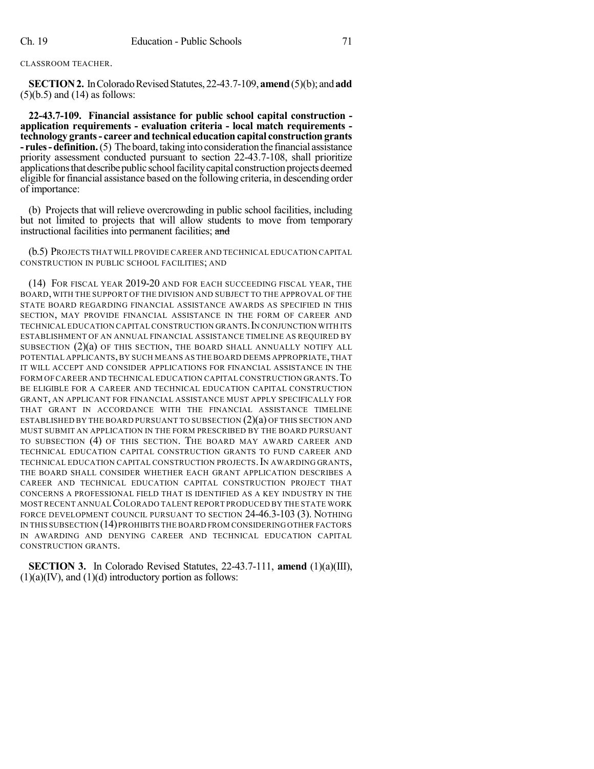CLASSROOM TEACHER.

**SECTION 2.** In Colorado Revised Statutes, 22-43.7-109, **amend** (5)(b); and **add** (5)(b.5) and (14) as follows:

**22-43.7-109. Financial assistance for public school capital construction - application requirements - evaluation criteria - local match requirements - technology grants - career and technical education capital construction grants - rules - definition.** (5) The board, taking into consideration the financial assistance priority assessment conducted pursuant to section 22-43.7-108, shall prioritize applications that describe public school facility capital construction projects deemed eligible for financial assistance based on the following criteria, in descending order of importance:

(b) Projects that will relieve overcrowding in public school facilities, including but not limited to projects that will allow students to move from temporary instructional facilities into permanent facilities; ~~and~~

(b.5) PROJECTS THAT WILL PROVIDE CAREER AND TECHNICAL EDUCATION CAPITAL CONSTRUCTION IN PUBLIC SCHOOL FACILITIES; AND

(14) FOR FISCAL YEAR 2019-20 AND FOR EACH SUCCEEDING FISCAL YEAR, THE BOARD, WITH THE SUPPORT OF THE DIVISION AND SUBJECT TO THE APPROVAL OF THE STATE BOARD REGARDING FINANCIAL ASSISTANCE AWARDS AS SPECIFIED IN THIS SECTION, MAY PROVIDE FINANCIAL ASSISTANCE IN THE FORM OF CAREER AND TECHNICAL EDUCATION CAPITAL CONSTRUCTION GRANTS. IN CONJUNCTION WITH ITS ESTABLISHMENT OF AN ANNUAL FINANCIAL ASSISTANCE TIMELINE AS REQUIRED BY SUBSECTION (2)(a) OF THIS SECTION, THE BOARD SHALL ANNUALLY NOTIFY ALL POTENTIAL APPLICANTS, BY SUCH MEANS AS THE BOARD DEEMS APPROPRIATE, THAT IT WILL ACCEPT AND CONSIDER APPLICATIONS FOR FINANCIAL ASSISTANCE IN THE FORM OF CAREER AND TECHNICAL EDUCATION CAPITAL CONSTRUCTION GRANTS. TO BE ELIGIBLE FOR A CAREER AND TECHNICAL EDUCATION CAPITAL CONSTRUCTION GRANT, AN APPLICANT FOR FINANCIAL ASSISTANCE MUST APPLY SPECIFICALLY FOR THAT GRANT IN ACCORDANCE WITH THE FINANCIAL ASSISTANCE TIMELINE ESTABLISHED BY THE BOARD PURSUANT TO SUBSECTION (2)(a) OF THIS SECTION AND MUST SUBMIT AN APPLICATION IN THE FORM PRESCRIBED BY THE BOARD PURSUANT TO SUBSECTION (4) OF THIS SECTION. THE BOARD MAY AWARD CAREER AND TECHNICAL EDUCATION CAPITAL CONSTRUCTION GRANTS TO FUND CAREER AND TECHNICAL EDUCATION CAPITAL CONSTRUCTION PROJECTS. IN AWARDING GRANTS, THE BOARD SHALL CONSIDER WHETHER EACH GRANT APPLICATION DESCRIBES A CAREER AND TECHNICAL EDUCATION CAPITAL CONSTRUCTION PROJECT THAT CONCERNS A PROFESSIONAL FIELD THAT IS IDENTIFIED AS A KEY INDUSTRY IN THE MOST RECENT ANNUAL COLORADO TALENT REPORT PRODUCED BY THE STATE WORK FORCE DEVELOPMENT COUNCIL PURSUANT TO SECTION 24-46.3-103 (3). NOTHING IN THIS SUBSECTION (14) PROHIBITS THE BOARD FROM CONSIDERING OTHER FACTORS IN AWARDING AND DENYING CAREER AND TECHNICAL EDUCATION CAPITAL CONSTRUCTION GRANTS.

**SECTION 3.** In Colorado Revised Statutes, 22-43.7-111, **amend** (1)(a)(III), (1)(a)(IV), and (1)(d) introductory portion as follows: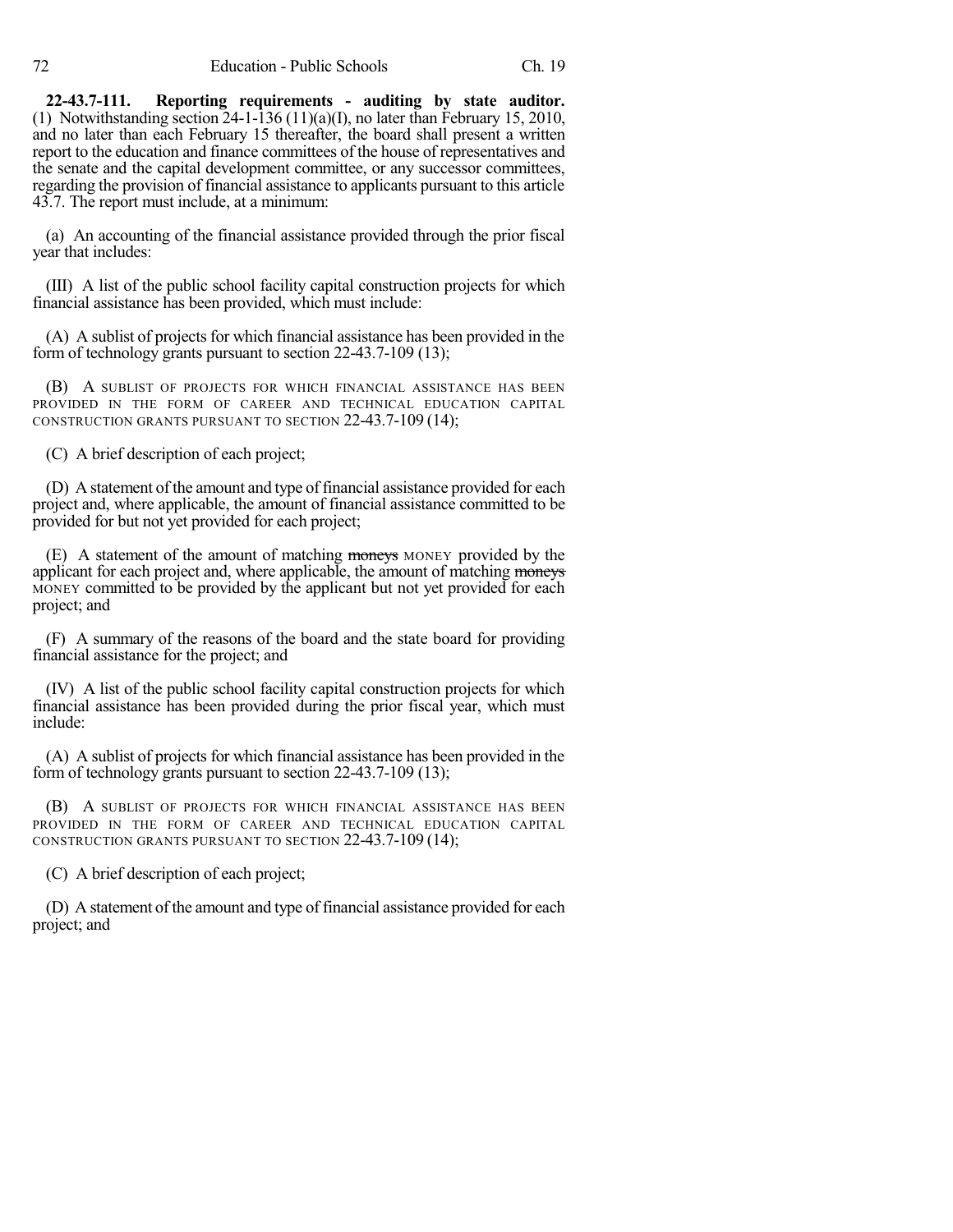**22-43.7-111. Reporting requirements - auditing by state auditor.** (1) Notwithstanding section 24-1-136 (11)(a)(I), no later than February 15, 2010, and no later than each February 15 thereafter, the board shall present a written report to the education and finance committees of the house of representatives and the senate and the capital development committee, or any successor committees, regarding the provision of financial assistance to applicants pursuant to this article 43.7. The report must include, at a minimum:

(a) An accounting of the financial assistance provided through the prior fiscal year that includes:

(III) A list of the public school facility capital construction projects for which financial assistance has been provided, which must include:

(A) A sublist of projects for which financial assistance has been provided in the form of technology grants pursuant to section 22-43.7-109 (13);

(B) A SUBLIST OF PROJECTS FOR WHICH FINANCIAL ASSISTANCE HAS BEEN PROVIDED IN THE FORM OF CAREER AND TECHNICAL EDUCATION CAPITAL CONSTRUCTION GRANTS PURSUANT TO SECTION 22-43.7-109 (14);

(C) A brief description of each project;

(D) A statement of the amount and type of financial assistance provided for each project and, where applicable, the amount of financial assistance committed to be provided for but not yet provided for each project;

(E) A statement of the amount of matching ~~moneys~~ MONEY provided by the applicant for each project and, where applicable, the amount of matching ~~moneys~~ MONEY committed to be provided by the applicant but not yet provided for each project; and

(F) A summary of the reasons of the board and the state board for providing financial assistance for the project; and

(IV) A list of the public school facility capital construction projects for which financial assistance has been provided during the prior fiscal year, which must include:

(A) A sublist of projects for which financial assistance has been provided in the form of technology grants pursuant to section 22-43.7-109 (13);

(B) A SUBLIST OF PROJECTS FOR WHICH FINANCIAL ASSISTANCE HAS BEEN PROVIDED IN THE FORM OF CAREER AND TECHNICAL EDUCATION CAPITAL CONSTRUCTION GRANTS PURSUANT TO SECTION 22-43.7-109 (14);

(C) A brief description of each project;

(D) A statement of the amount and type of financial assistance provided for each project; and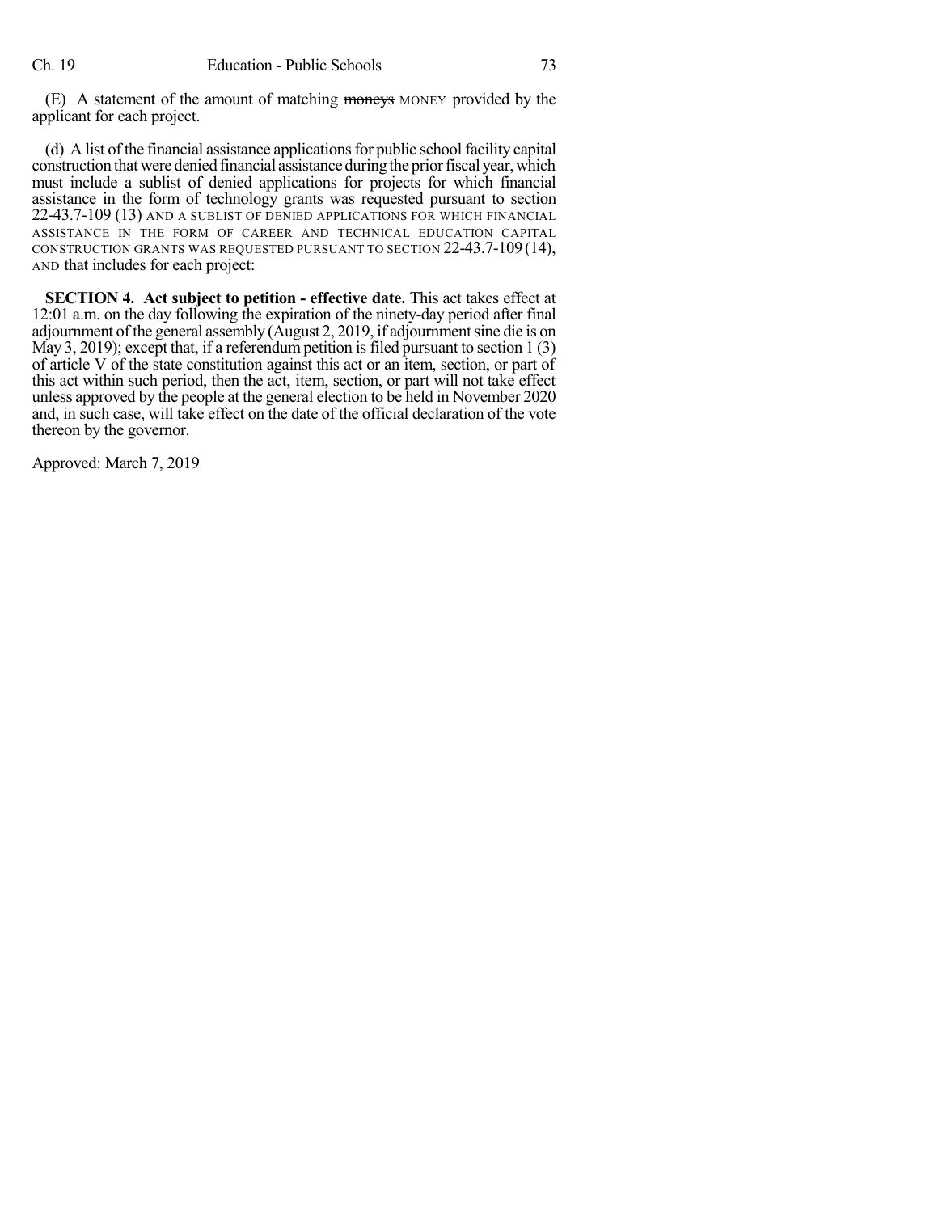(E) A statement of the amount of matching ~~moneys~~ MONEY provided by the applicant for each project.

(d) A list of the financial assistance applications for public school facility capital construction that were denied financial assistance during the prior fiscal year, which must include a sublist of denied applications for projects for which financial assistance in the form of technology grants was requested pursuant to section 22-43.7-109 (13) AND A SUBLIST OF DENIED APPLICATIONS FOR WHICH FINANCIAL ASSISTANCE IN THE FORM OF CAREER AND TECHNICAL EDUCATION CAPITAL CONSTRUCTION GRANTS WAS REQUESTED PURSUANT TO SECTION 22-43.7-109 (14), AND that includes for each project:

**SECTION 4. Act subject to petition - effective date.** This act takes effect at 12:01 a.m. on the day following the expiration of the ninety-day period after final adjournment of the general assembly (August 2, 2019, if adjournment sine die is on May 3, 2019); except that, if a referendum petition is filed pursuant to section 1 (3) of article V of the state constitution against this act or an item, section, or part of this act within such period, then the act, item, section, or part will not take effect unless approved by the people at the general election to be held in November 2020 and, in such case, will take effect on the date of the official declaration of the vote thereon by the governor.

Approved: March 7, 2019